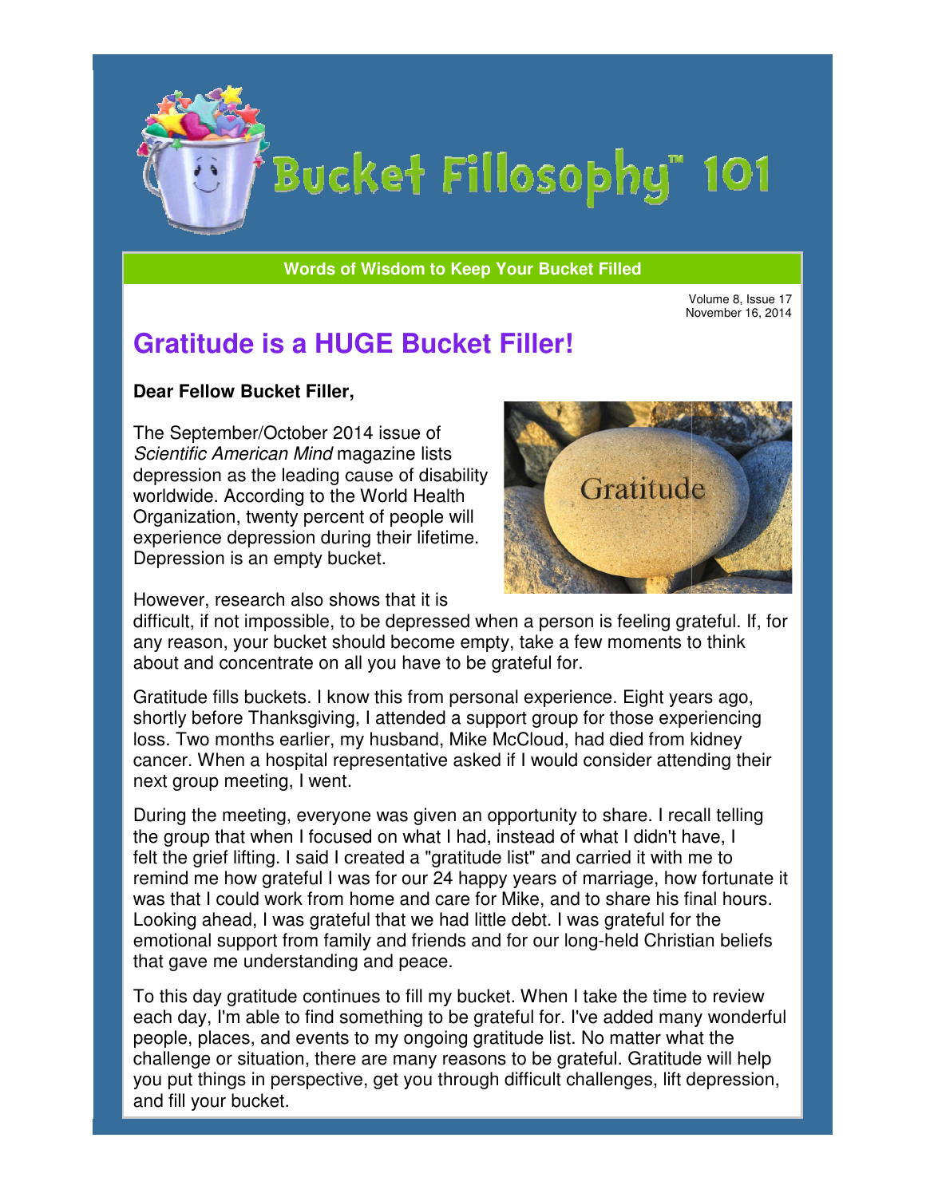# Bucket Fillosophy™ 101

**Words of Wisdom to Keep Your Bucket Filled**

Volume 8, Issue 17
November 16, 2014

## Gratitude is a HUGE Bucket Filler!

**Dear Fellow Bucket Filler,**

The September/October 2014 issue of *Scientific American Mind* magazine lists depression as the leading cause of disability worldwide. According to the World Health Organization, twenty percent of people will experience depression during their lifetime. Depression is an empty bucket.

However, research also shows that it is difficult, if not impossible, to be depressed when a person is feeling grateful. If, for any reason, your bucket should become empty, take a few moments to think about and concentrate on all you have to be grateful for.

Gratitude fills buckets. I know this from personal experience. Eight years ago, shortly before Thanksgiving, I attended a support group for those experiencing loss. Two months earlier, my husband, Mike McCloud, had died from kidney cancer. When a hospital representative asked if I would consider attending their next group meeting, I went.

During the meeting, everyone was given an opportunity to share. I recall telling the group that when I focused on what I had, instead of what I didn't have, I felt the grief lifting. I said I created a "gratitude list" and carried it with me to remind me how grateful I was for our 24 happy years of marriage, how fortunate it was that I could work from home and care for Mike, and to share his final hours. Looking ahead, I was grateful that we had little debt. I was grateful for the emotional support from family and friends and for our long-held Christian beliefs that gave me understanding and peace.

To this day gratitude continues to fill my bucket. When I take the time to review each day, I'm able to find something to be grateful for. I've added many wonderful people, places, and events to my ongoing gratitude list. No matter what the challenge or situation, there are many reasons to be grateful. Gratitude will help you put things in perspective, get you through difficult challenges, lift depression, and fill your bucket.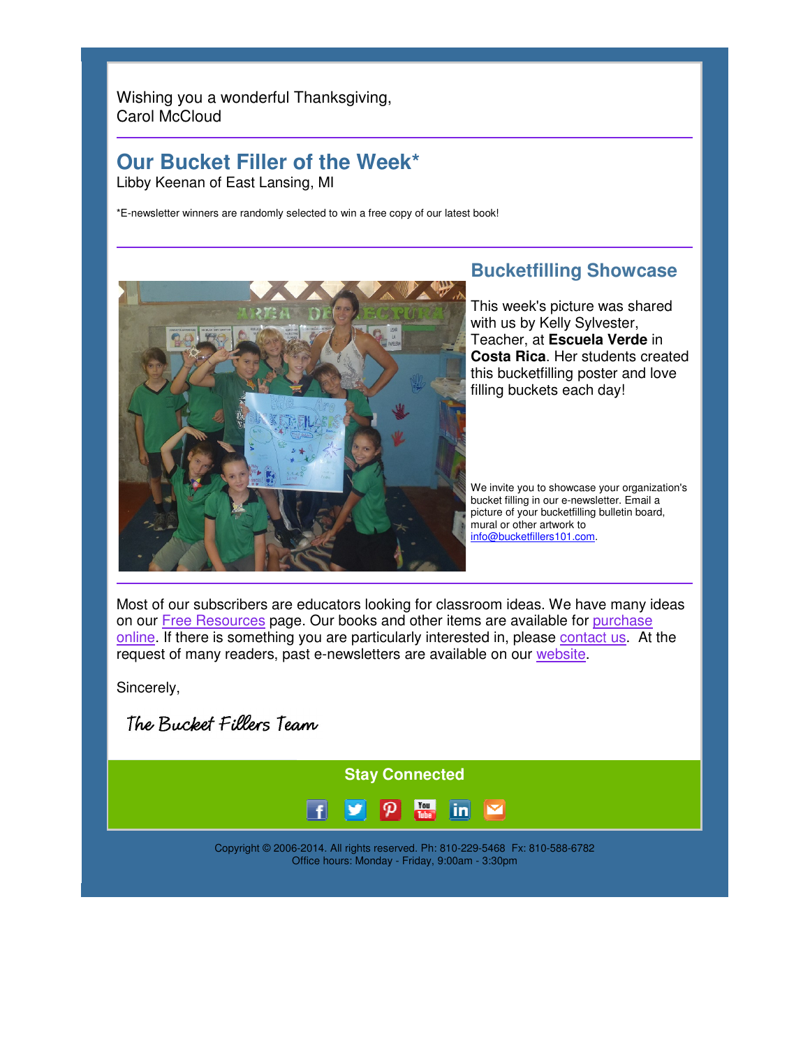Wishing you a wonderful Thanksgiving,
Carol McCloud

## Our Bucket Filler of the Week*

Libby Keenan of East Lansing, MI

*E-newsletter winners are randomly selected to win a free copy of our latest book!

## Bucketfilling Showcase

This week's picture was shared with us by Kelly Sylvester, Teacher, at **Escuela Verde** in **Costa Rica**. Her students created this bucketfilling poster and love filling buckets each day!

We invite you to showcase your organization's bucket filling in our e-newsletter. Email a picture of your bucketfilling bulletin board, mural or other artwork to info@bucketfillers101.com.

Most of our subscribers are educators looking for classroom ideas. We have many ideas on our Free Resources page. Our books and other items are available for purchase online. If there is something you are particularly interested in, please contact us. At the request of many readers, past e-newsletters are available on our website.

Sincerely,

*The Bucket Fillers Team*

**Stay Connected**

Copyright © 2006-2014. All rights reserved. Ph: 810-229-5468 Fx: 810-588-6782
Office hours: Monday - Friday, 9:00am - 3:30pm